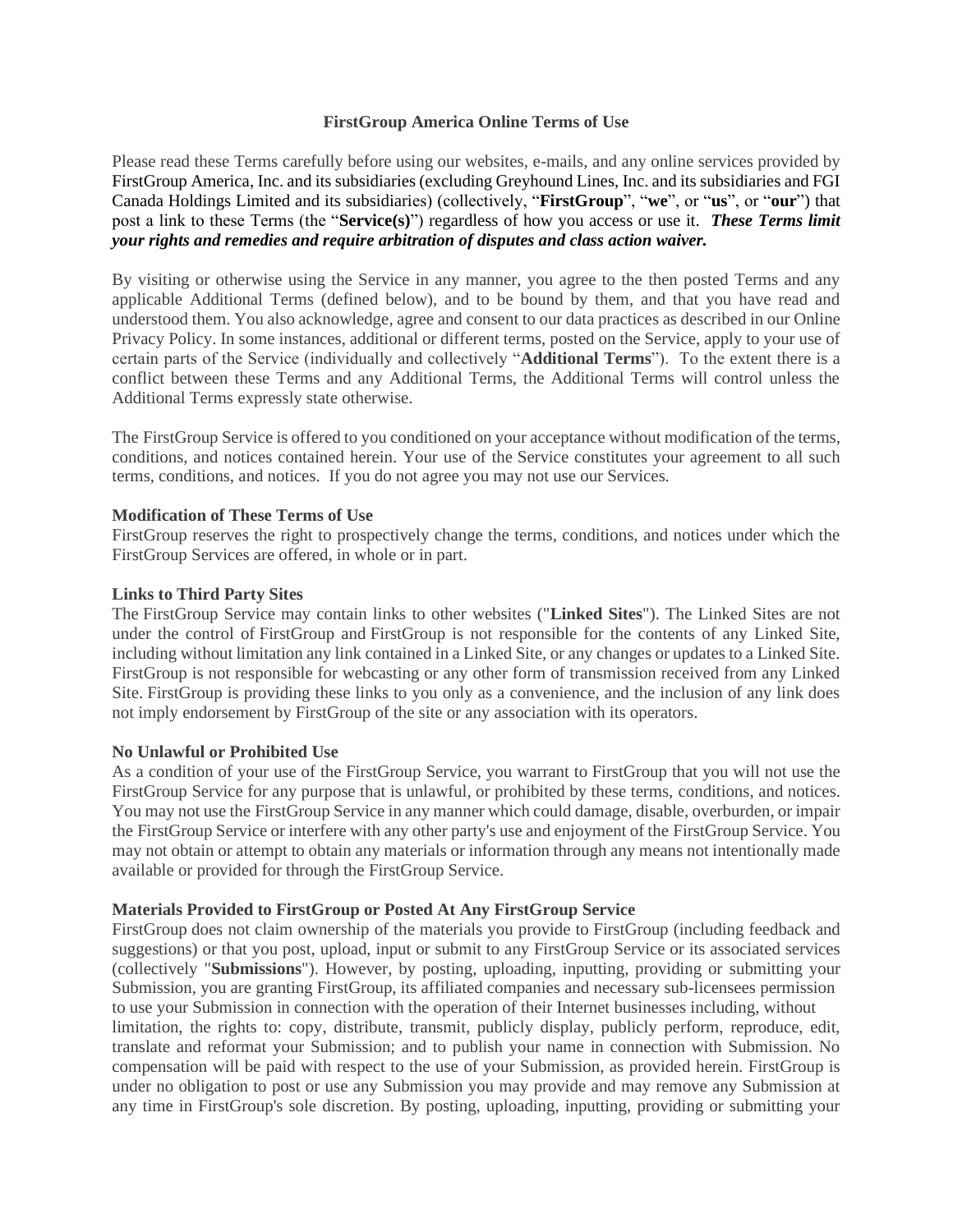# FirstGroup America Online Terms of Use

Please read these Terms carefully before using our websites, e-mails, and any online services provided by FirstGroup America, Inc. and its subsidiaries (excluding Greyhound Lines, Inc. and its subsidiaries and FGI Canada Holdings Limited and its subsidiaries) (collectively, "**FirstGroup**", "**we**", or "**us**", or "**our**") that post a link to these Terms (the "**Service(s)**") regardless of how you access or use it. ***These Terms limit your rights and remedies and require arbitration of disputes and class action waiver.***

By visiting or otherwise using the Service in any manner, you agree to the then posted Terms and any applicable Additional Terms (defined below), and to be bound by them, and that you have read and understood them. You also acknowledge, agree and consent to our data practices as described in our Online Privacy Policy. In some instances, additional or different terms, posted on the Service, apply to your use of certain parts of the Service (individually and collectively "**Additional Terms**"). To the extent there is a conflict between these Terms and any Additional Terms, the Additional Terms will control unless the Additional Terms expressly state otherwise.

The FirstGroup Service is offered to you conditioned on your acceptance without modification of the terms, conditions, and notices contained herein. Your use of the Service constitutes your agreement to all such terms, conditions, and notices. If you do not agree you may not use our Services.

## Modification of These Terms of Use

FirstGroup reserves the right to prospectively change the terms, conditions, and notices under which the FirstGroup Services are offered, in whole or in part.

## Links to Third Party Sites

The FirstGroup Service may contain links to other websites ("**Linked Sites**"). The Linked Sites are not under the control of FirstGroup and FirstGroup is not responsible for the contents of any Linked Site, including without limitation any link contained in a Linked Site, or any changes or updates to a Linked Site. FirstGroup is not responsible for webcasting or any other form of transmission received from any Linked Site. FirstGroup is providing these links to you only as a convenience, and the inclusion of any link does not imply endorsement by FirstGroup of the site or any association with its operators.

## No Unlawful or Prohibited Use

As a condition of your use of the FirstGroup Service, you warrant to FirstGroup that you will not use the FirstGroup Service for any purpose that is unlawful, or prohibited by these terms, conditions, and notices. You may not use the FirstGroup Service in any manner which could damage, disable, overburden, or impair the FirstGroup Service or interfere with any other party's use and enjoyment of the FirstGroup Service. You may not obtain or attempt to obtain any materials or information through any means not intentionally made available or provided for through the FirstGroup Service.

## Materials Provided to FirstGroup or Posted At Any FirstGroup Service

FirstGroup does not claim ownership of the materials you provide to FirstGroup (including feedback and suggestions) or that you post, upload, input or submit to any FirstGroup Service or its associated services (collectively "**Submissions**"). However, by posting, uploading, inputting, providing or submitting your Submission, you are granting FirstGroup, its affiliated companies and necessary sub-licensees permission to use your Submission in connection with the operation of their Internet businesses including, without limitation, the rights to: copy, distribute, transmit, publicly display, publicly perform, reproduce, edit, translate and reformat your Submission; and to publish your name in connection with Submission. No compensation will be paid with respect to the use of your Submission, as provided herein. FirstGroup is under no obligation to post or use any Submission you may provide and may remove any Submission at any time in FirstGroup's sole discretion. By posting, uploading, inputting, providing or submitting your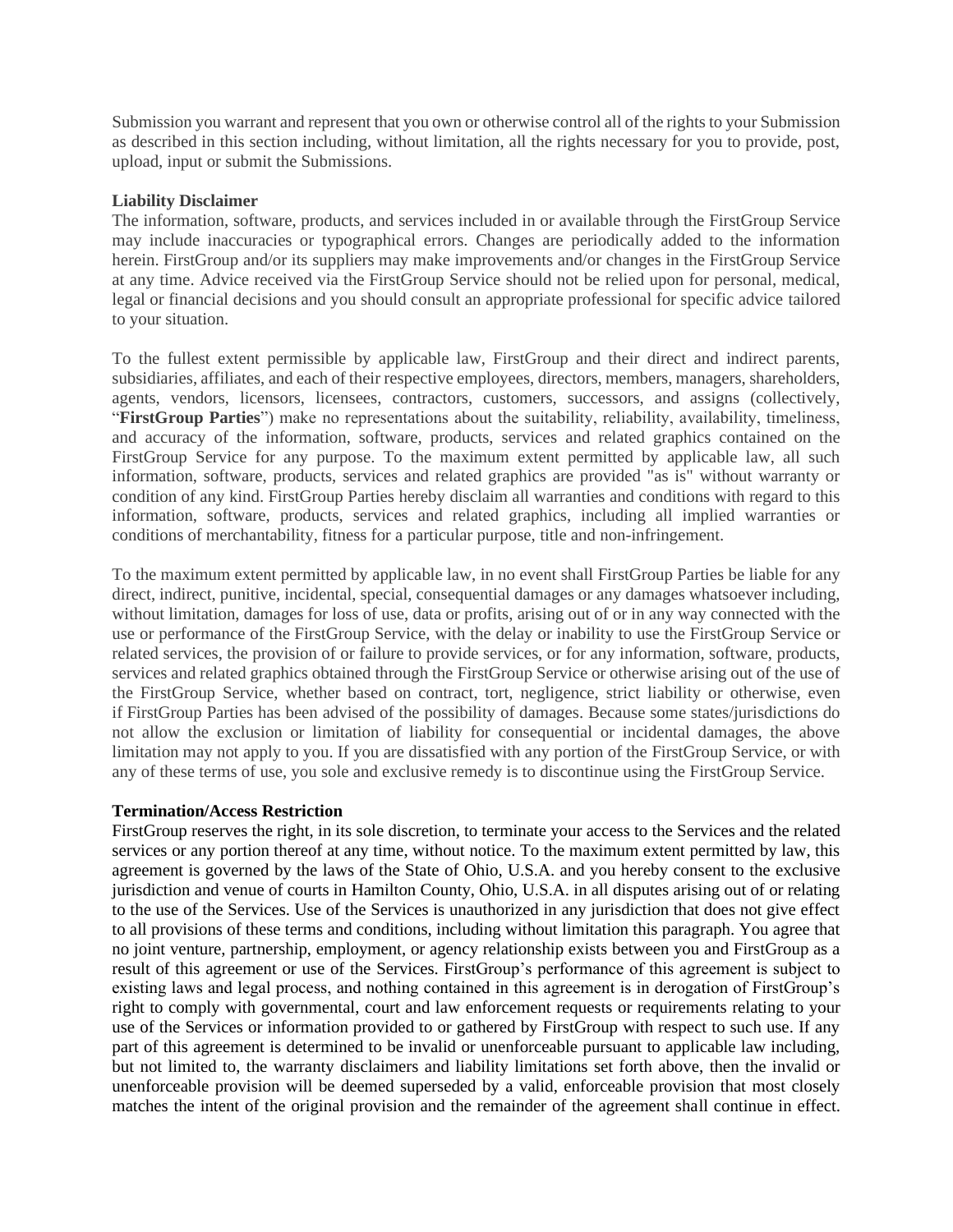Submission you warrant and represent that you own or otherwise control all of the rights to your Submission as described in this section including, without limitation, all the rights necessary for you to provide, post, upload, input or submit the Submissions.

**Liability Disclaimer**

The information, software, products, and services included in or available through the FirstGroup Service may include inaccuracies or typographical errors. Changes are periodically added to the information herein. FirstGroup and/or its suppliers may make improvements and/or changes in the FirstGroup Service at any time. Advice received via the FirstGroup Service should not be relied upon for personal, medical, legal or financial decisions and you should consult an appropriate professional for specific advice tailored to your situation.

To the fullest extent permissible by applicable law, FirstGroup and their direct and indirect parents, subsidiaries, affiliates, and each of their respective employees, directors, members, managers, shareholders, agents, vendors, licensors, licensees, contractors, customers, successors, and assigns (collectively, "**FirstGroup Parties**") make no representations about the suitability, reliability, availability, timeliness, and accuracy of the information, software, products, services and related graphics contained on the FirstGroup Service for any purpose. To the maximum extent permitted by applicable law, all such information, software, products, services and related graphics are provided "as is" without warranty or condition of any kind. FirstGroup Parties hereby disclaim all warranties and conditions with regard to this information, software, products, services and related graphics, including all implied warranties or conditions of merchantability, fitness for a particular purpose, title and non-infringement.

To the maximum extent permitted by applicable law, in no event shall FirstGroup Parties be liable for any direct, indirect, punitive, incidental, special, consequential damages or any damages whatsoever including, without limitation, damages for loss of use, data or profits, arising out of or in any way connected with the use or performance of the FirstGroup Service, with the delay or inability to use the FirstGroup Service or related services, the provision of or failure to provide services, or for any information, software, products, services and related graphics obtained through the FirstGroup Service or otherwise arising out of the use of the FirstGroup Service, whether based on contract, tort, negligence, strict liability or otherwise, even if FirstGroup Parties has been advised of the possibility of damages. Because some states/jurisdictions do not allow the exclusion or limitation of liability for consequential or incidental damages, the above limitation may not apply to you. If you are dissatisfied with any portion of the FirstGroup Service, or with any of these terms of use, you sole and exclusive remedy is to discontinue using the FirstGroup Service.

**Termination/Access Restriction**

FirstGroup reserves the right, in its sole discretion, to terminate your access to the Services and the related services or any portion thereof at any time, without notice. To the maximum extent permitted by law, this agreement is governed by the laws of the State of Ohio, U.S.A. and you hereby consent to the exclusive jurisdiction and venue of courts in Hamilton County, Ohio, U.S.A. in all disputes arising out of or relating to the use of the Services. Use of the Services is unauthorized in any jurisdiction that does not give effect to all provisions of these terms and conditions, including without limitation this paragraph. You agree that no joint venture, partnership, employment, or agency relationship exists between you and FirstGroup as a result of this agreement or use of the Services. FirstGroup's performance of this agreement is subject to existing laws and legal process, and nothing contained in this agreement is in derogation of FirstGroup's right to comply with governmental, court and law enforcement requests or requirements relating to your use of the Services or information provided to or gathered by FirstGroup with respect to such use. If any part of this agreement is determined to be invalid or unenforceable pursuant to applicable law including, but not limited to, the warranty disclaimers and liability limitations set forth above, then the invalid or unenforceable provision will be deemed superseded by a valid, enforceable provision that most closely matches the intent of the original provision and the remainder of the agreement shall continue in effect.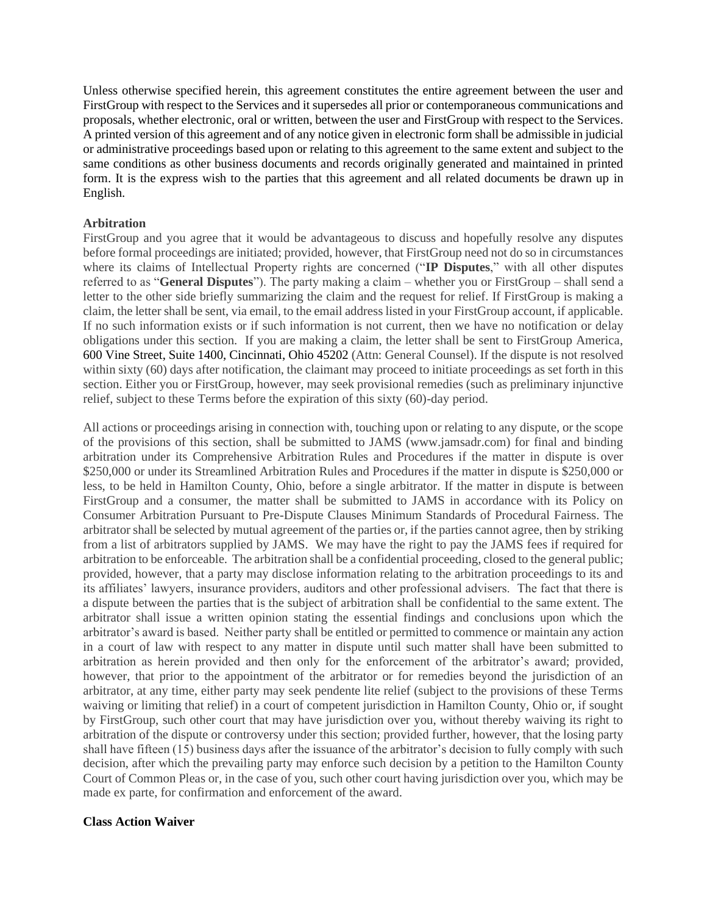Unless otherwise specified herein, this agreement constitutes the entire agreement between the user and FirstGroup with respect to the Services and it supersedes all prior or contemporaneous communications and proposals, whether electronic, oral or written, between the user and FirstGroup with respect to the Services. A printed version of this agreement and of any notice given in electronic form shall be admissible in judicial or administrative proceedings based upon or relating to this agreement to the same extent and subject to the same conditions as other business documents and records originally generated and maintained in printed form. It is the express wish to the parties that this agreement and all related documents be drawn up in English.

**Arbitration**

FirstGroup and you agree that it would be advantageous to discuss and hopefully resolve any disputes before formal proceedings are initiated; provided, however, that FirstGroup need not do so in circumstances where its claims of Intellectual Property rights are concerned ("**IP Disputes**," with all other disputes referred to as "**General Disputes**"). The party making a claim – whether you or FirstGroup – shall send a letter to the other side briefly summarizing the claim and the request for relief. If FirstGroup is making a claim, the letter shall be sent, via email, to the email address listed in your FirstGroup account, if applicable. If no such information exists or if such information is not current, then we have no notification or delay obligations under this section. If you are making a claim, the letter shall be sent to FirstGroup America, 600 Vine Street, Suite 1400, Cincinnati, Ohio 45202 (Attn: General Counsel). If the dispute is not resolved within sixty (60) days after notification, the claimant may proceed to initiate proceedings as set forth in this section. Either you or FirstGroup, however, may seek provisional remedies (such as preliminary injunctive relief, subject to these Terms before the expiration of this sixty (60)-day period.

All actions or proceedings arising in connection with, touching upon or relating to any dispute, or the scope of the provisions of this section, shall be submitted to JAMS (www.jamsadr.com) for final and binding arbitration under its Comprehensive Arbitration Rules and Procedures if the matter in dispute is over $250,000 or under its Streamlined Arbitration Rules and Procedures if the matter in dispute is $250,000 or less, to be held in Hamilton County, Ohio, before a single arbitrator. If the matter in dispute is between FirstGroup and a consumer, the matter shall be submitted to JAMS in accordance with its Policy on Consumer Arbitration Pursuant to Pre-Dispute Clauses Minimum Standards of Procedural Fairness. The arbitrator shall be selected by mutual agreement of the parties or, if the parties cannot agree, then by striking from a list of arbitrators supplied by JAMS. We may have the right to pay the JAMS fees if required for arbitration to be enforceable. The arbitration shall be a confidential proceeding, closed to the general public; provided, however, that a party may disclose information relating to the arbitration proceedings to its and its affiliates' lawyers, insurance providers, auditors and other professional advisers. The fact that there is a dispute between the parties that is the subject of arbitration shall be confidential to the same extent. The arbitrator shall issue a written opinion stating the essential findings and conclusions upon which the arbitrator's award is based. Neither party shall be entitled or permitted to commence or maintain any action in a court of law with respect to any matter in dispute until such matter shall have been submitted to arbitration as herein provided and then only for the enforcement of the arbitrator's award; provided, however, that prior to the appointment of the arbitrator or for remedies beyond the jurisdiction of an arbitrator, at any time, either party may seek pendente lite relief (subject to the provisions of these Terms waiving or limiting that relief) in a court of competent jurisdiction in Hamilton County, Ohio or, if sought by FirstGroup, such other court that may have jurisdiction over you, without thereby waiving its right to arbitration of the dispute or controversy under this section; provided further, however, that the losing party shall have fifteen (15) business days after the issuance of the arbitrator's decision to fully comply with such decision, after which the prevailing party may enforce such decision by a petition to the Hamilton County Court of Common Pleas or, in the case of you, such other court having jurisdiction over you, which may be made ex parte, for confirmation and enforcement of the award.

**Class Action Waiver**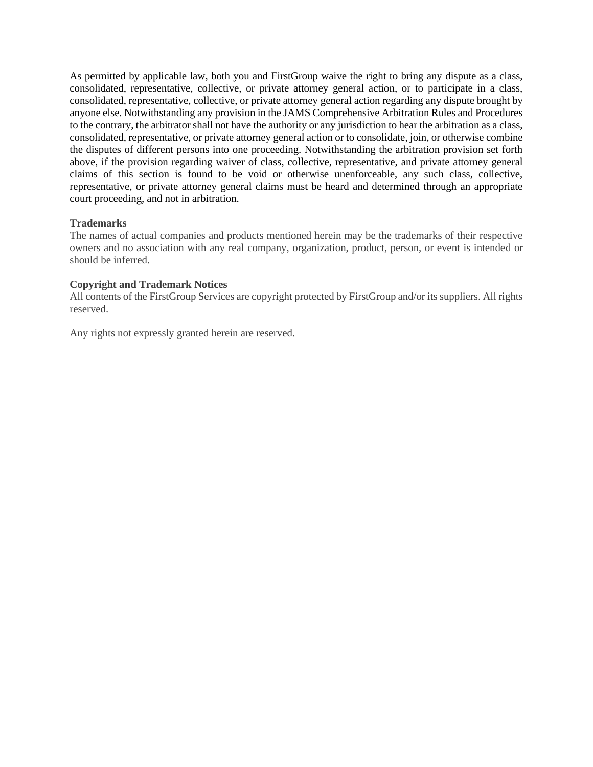As permitted by applicable law, both you and FirstGroup waive the right to bring any dispute as a class, consolidated, representative, collective, or private attorney general action, or to participate in a class, consolidated, representative, collective, or private attorney general action regarding any dispute brought by anyone else. Notwithstanding any provision in the JAMS Comprehensive Arbitration Rules and Procedures to the contrary, the arbitrator shall not have the authority or any jurisdiction to hear the arbitration as a class, consolidated, representative, or private attorney general action or to consolidate, join, or otherwise combine the disputes of different persons into one proceeding. Notwithstanding the arbitration provision set forth above, if the provision regarding waiver of class, collective, representative, and private attorney general claims of this section is found to be void or otherwise unenforceable, any such class, collective, representative, or private attorney general claims must be heard and determined through an appropriate court proceeding, and not in arbitration.

**Trademarks**

The names of actual companies and products mentioned herein may be the trademarks of their respective owners and no association with any real company, organization, product, person, or event is intended or should be inferred.

**Copyright and Trademark Notices**

All contents of the FirstGroup Services are copyright protected by FirstGroup and/or its suppliers. All rights reserved.

Any rights not expressly granted herein are reserved.